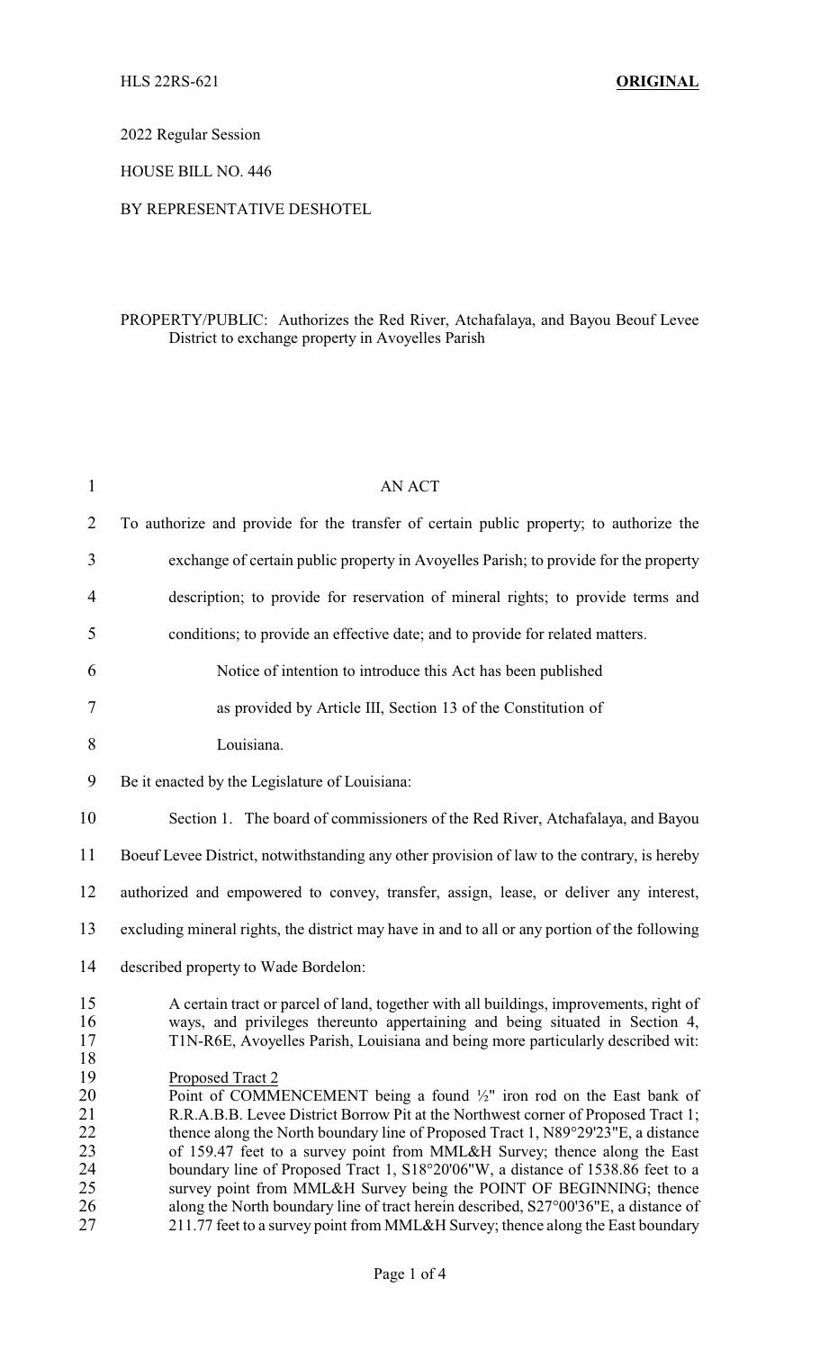HLS 22RS-621 **ORIGINAL**

2022 Regular Session

HOUSE BILL NO. 446

BY REPRESENTATIVE DESHOTEL

PROPERTY/PUBLIC: Authorizes the Red River, Atchafalaya, and Bayou Beouf Levee District to exchange property in Avoyelles Parish

AN ACT

To authorize and provide for the transfer of certain public property; to authorize the exchange of certain public property in Avoyelles Parish; to provide for the property description; to provide for reservation of mineral rights; to provide terms and conditions; to provide an effective date; and to provide for related matters.

Notice of intention to introduce this Act has been published as provided by Article III, Section 13 of the Constitution of Louisiana.

Be it enacted by the Legislature of Louisiana:

Section 1. The board of commissioners of the Red River, Atchafalaya, and Bayou Boeuf Levee District, notwithstanding any other provision of law to the contrary, is hereby authorized and empowered to convey, transfer, assign, lease, or deliver any interest, excluding mineral rights, the district may have in and to all or any portion of the following described property to Wade Bordelon:

A certain tract or parcel of land, together with all buildings, improvements, right of ways, and privileges thereunto appertaining and being situated in Section 4, T1N-R6E, Avoyelles Parish, Louisiana and being more particularly described wit:

Proposed Tract 2

Point of COMMENCEMENT being a found ½" iron rod on the East bank of R.R.A.B.B. Levee District Borrow Pit at the Northwest corner of Proposed Tract 1; thence along the North boundary line of Proposed Tract 1, N89°29'23"E, a distance of 159.47 feet to a survey point from MML&H Survey; thence along the East boundary line of Proposed Tract 1, S18°20'06"W, a distance of 1538.86 feet to a survey point from MML&H Survey being the POINT OF BEGINNING; thence along the North boundary line of tract herein described, S27°00'36"E, a distance of 211.77 feet to a survey point from MML&H Survey; thence along the East boundary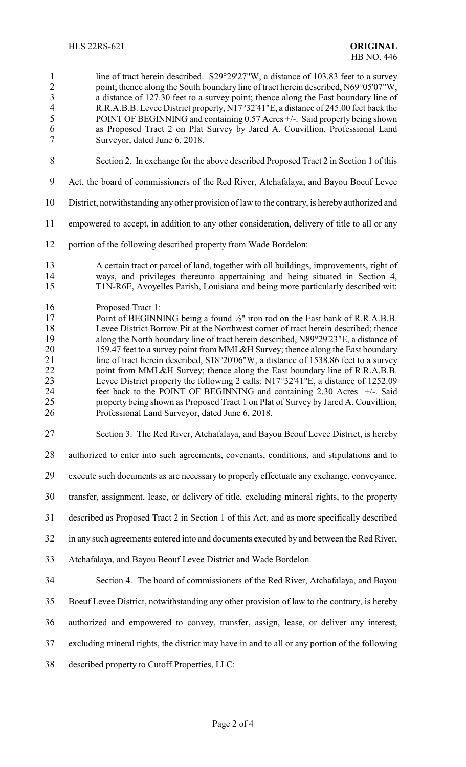line of tract herein described. S29°29'27"W, a distance of 103.83 feet to a survey point; thence along the South boundary line of tract herein described, N69°05'07"W, a distance of 127.30 feet to a survey point; thence along the East boundary line of R.R.A.B.B. Levee District property, N17°32'41"E, a distance of 245.00 feet back the POINT OF BEGINNING and containing 0.57 Acres +/-. Said property being shown as Proposed Tract 2 on Plat Survey by Jared A. Couvillion, Professional Land Surveyor, dated June 6, 2018.

Section 2. In exchange for the above described Proposed Tract 2 in Section 1 of this Act, the board of commissioners of the Red River, Atchafalaya, and Bayou Boeuf Levee District, notwithstanding any other provision of law to the contrary, is hereby authorized and empowered to accept, in addition to any other consideration, delivery of title to all or any portion of the following described property from Wade Bordelon:

A certain tract or parcel of land, together with all buildings, improvements, right of ways, and privileges thereunto appertaining and being situated in Section 4, T1N-R6E, Avoyelles Parish, Louisiana and being more particularly described wit:

Proposed Tract 1:
Point of BEGINNING being a found ½" iron rod on the East bank of R.R.A.B.B. Levee District Borrow Pit at the Northwest corner of tract herein described; thence along the North boundary line of tract herein described, N89°29'23"E, a distance of 159.47 feet to a survey point from MML&H Survey; thence along the East boundary line of tract herein described, S18°20'06"W, a distance of 1538.86 feet to a survey point from MML&H Survey; thence along the East boundary line of R.R.A.B.B. Levee District property the following 2 calls: N17°32'41"E, a distance of 1252.09 feet back to the POINT OF BEGINNING and containing 2.30 Acres +/-. Said property being shown as Proposed Tract 1 on Plat of Survey by Jared A. Couvillion, Professional Land Surveyor, dated June 6, 2018.

Section 3. The Red River, Atchafalaya, and Bayou Beouf Levee District, is hereby authorized to enter into such agreements, covenants, conditions, and stipulations and to execute such documents as are necessary to properly effectuate any exchange, conveyance, transfer, assignment, lease, or delivery of title, excluding mineral rights, to the property described as Proposed Tract 2 in Section 1 of this Act, and as more specifically described in any such agreements entered into and documents executed by and between the Red River, Atchafalaya, and Bayou Beouf Levee District and Wade Bordelon.

Section 4. The board of commissioners of the Red River, Atchafalaya, and Bayou Boeuf Levee District, notwithstanding any other provision of law to the contrary, is hereby authorized and empowered to convey, transfer, assign, lease, or deliver any interest, excluding mineral rights, the district may have in and to all or any portion of the following described property to Cutoff Properties, LLC: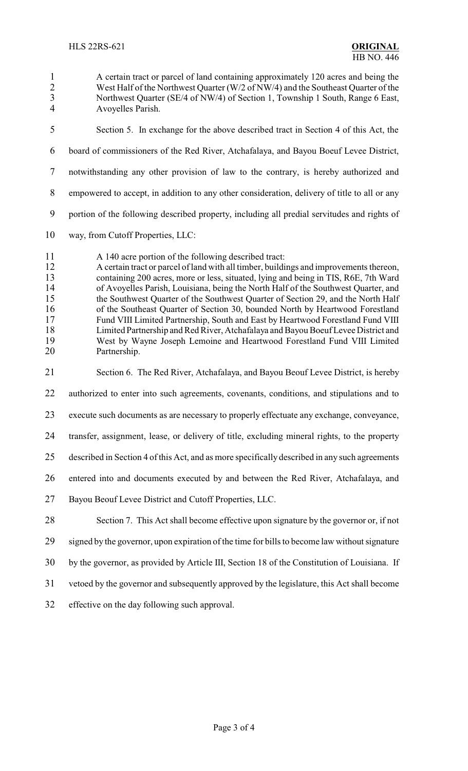A certain tract or parcel of land containing approximately 120 acres and being the West Half of the Northwest Quarter (W/2 of NW/4) and the Southeast Quarter of the Northwest Quarter (SE/4 of NW/4) of Section 1, Township 1 South, Range 6 East, Avoyelles Parish.

Section 5. In exchange for the above described tract in Section 4 of this Act, the board of commissioners of the Red River, Atchafalaya, and Bayou Boeuf Levee District, notwithstanding any other provision of law to the contrary, is hereby authorized and empowered to accept, in addition to any other consideration, delivery of title to all or any portion of the following described property, including all predial servitudes and rights of way, from Cutoff Properties, LLC:

A 140 acre portion of the following described tract:
A certain tract or parcel of land with all timber, buildings and improvements thereon, containing 200 acres, more or less, situated, lying and being in TIS, R6E, 7th Ward of Avoyelles Parish, Louisiana, being the North Half of the Southwest Quarter, and the Southwest Quarter of the Southwest Quarter of Section 29, and the North Half of the Southeast Quarter of Section 30, bounded North by Heartwood Forestland Fund VIII Limited Partnership, South and East by Heartwood Forestland Fund VIII Limited Partnership and Red River, Atchafalaya and Bayou Boeuf Levee District and West by Wayne Joseph Lemoine and Heartwood Forestland Fund VIII Limited Partnership.

Section 6. The Red River, Atchafalaya, and Bayou Beouf Levee District, is hereby authorized to enter into such agreements, covenants, conditions, and stipulations and to execute such documents as are necessary to properly effectuate any exchange, conveyance, transfer, assignment, lease, or delivery of title, excluding mineral rights, to the property described in Section 4 of this Act, and as more specifically described in any such agreements entered into and documents executed by and between the Red River, Atchafalaya, and Bayou Beouf Levee District and Cutoff Properties, LLC.

Section 7. This Act shall become effective upon signature by the governor or, if not signed by the governor, upon expiration of the time for bills to become law without signature by the governor, as provided by Article III, Section 18 of the Constitution of Louisiana. If vetoed by the governor and subsequently approved by the legislature, this Act shall become effective on the day following such approval.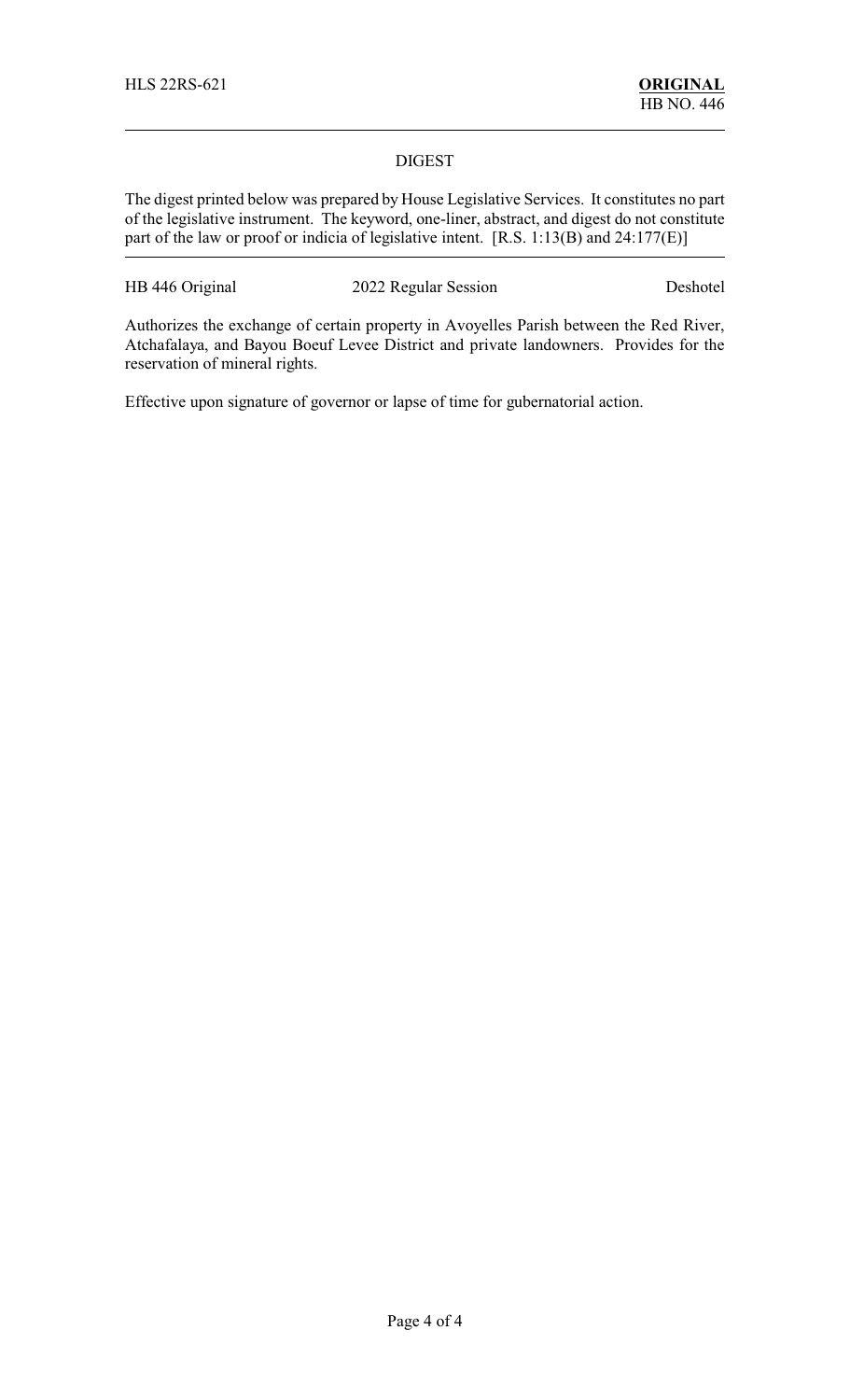HLS 22RS-621 **ORIGINAL**
HB NO. 446

## DIGEST

The digest printed below was prepared by House Legislative Services. It constitutes no part of the legislative instrument. The keyword, one-liner, abstract, and digest do not constitute part of the law or proof or indicia of legislative intent. [R.S. 1:13(B) and 24:177(E)]

HB 446 Original 2022 Regular Session Deshotel

Authorizes the exchange of certain property in Avoyelles Parish between the Red River, Atchafalaya, and Bayou Boeuf Levee District and private landowners. Provides for the reservation of mineral rights.

Effective upon signature of governor or lapse of time for gubernatorial action.